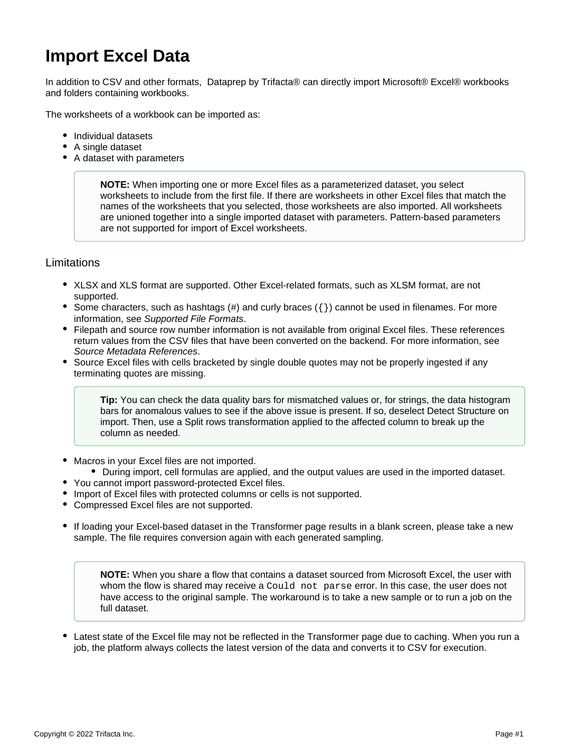# Import Excel Data

In addition to CSV and other formats, Dataprep by Trifacta® can directly import Microsoft® Excel® workbooks and folders containing workbooks.

The worksheets of a workbook can be imported as:

- Individual datasets
- A single dataset
- A dataset with parameters

> **NOTE:** When importing one or more Excel files as a parameterized dataset, you select worksheets to include from the first file. If there are worksheets in other Excel files that match the names of the worksheets that you selected, those worksheets are also imported. All worksheets are unioned together into a single imported dataset with parameters. Pattern-based parameters are not supported for import of Excel worksheets.

## Limitations

- XLSX and XLS format are supported. Other Excel-related formats, such as XLSM format, are not supported.
- Some characters, such as hashtags (#) and curly braces (`{}`) cannot be used in filenames. For more information, see *Supported File Formats*.
- Filepath and source row number information is not available from original Excel files. These references return values from the CSV files that have been converted on the backend. For more information, see *Source Metadata References*.
- Source Excel files with cells bracketed by single double quotes may not be properly ingested if any terminating quotes are missing.

> **Tip:** You can check the data quality bars for mismatched values or, for strings, the data histogram bars for anomalous values to see if the above issue is present. If so, deselect Detect Structure on import. Then, use a Split rows transformation applied to the affected column to break up the column as needed.

- Macros in your Excel files are not imported.
  - During import, cell formulas are applied, and the output values are used in the imported dataset.
- You cannot import password-protected Excel files.
- Import of Excel files with protected columns or cells is not supported.
- Compressed Excel files are not supported.

- If loading your Excel-based dataset in the Transformer page results in a blank screen, please take a new sample. The file requires conversion again with each generated sampling.

> **NOTE:** When you share a flow that contains a dataset sourced from Microsoft Excel, the user with whom the flow is shared may receive a `Could not parse` error. In this case, the user does not have access to the original sample. The workaround is to take a new sample or to run a job on the full dataset.

- Latest state of the Excel file may not be reflected in the Transformer page due to caching. When you run a job, the platform always collects the latest version of the data and converts it to CSV for execution.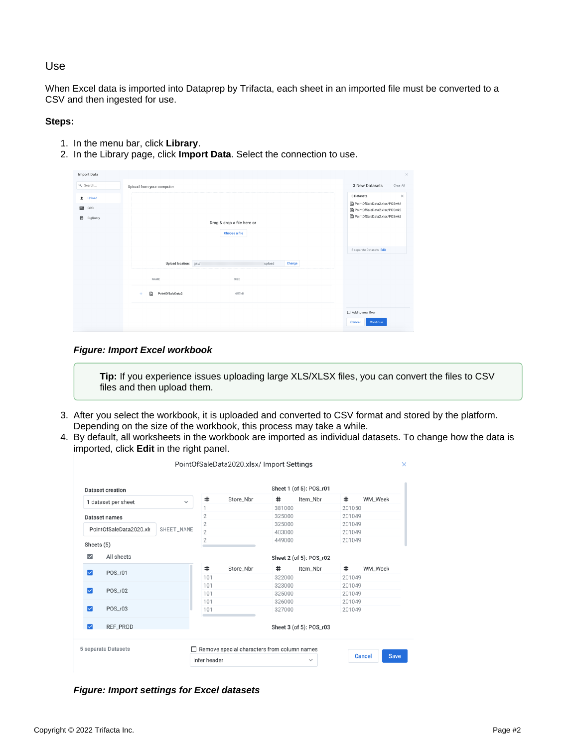## Use

When Excel data is imported into Dataprep by Trifacta, each sheet in an imported file must be converted to a CSV and then ingested for use.

**Steps:**

1. In the menu bar, click **Library**.
2. In the Library page, click **Import Data**. Select the connection to use.

***Figure: Import Excel workbook***

> **Tip:** If you experience issues uploading large XLS/XLSX files, you can convert the files to CSV files and then upload them.

3. After you select the workbook, it is uploaded and converted to CSV format and stored by the platform. Depending on the size of the workbook, this process may take a while.
4. By default, all worksheets in the workbook are imported as individual datasets. To change how the data is imported, click **Edit** in the right panel.

***Figure: Import settings for Excel datasets***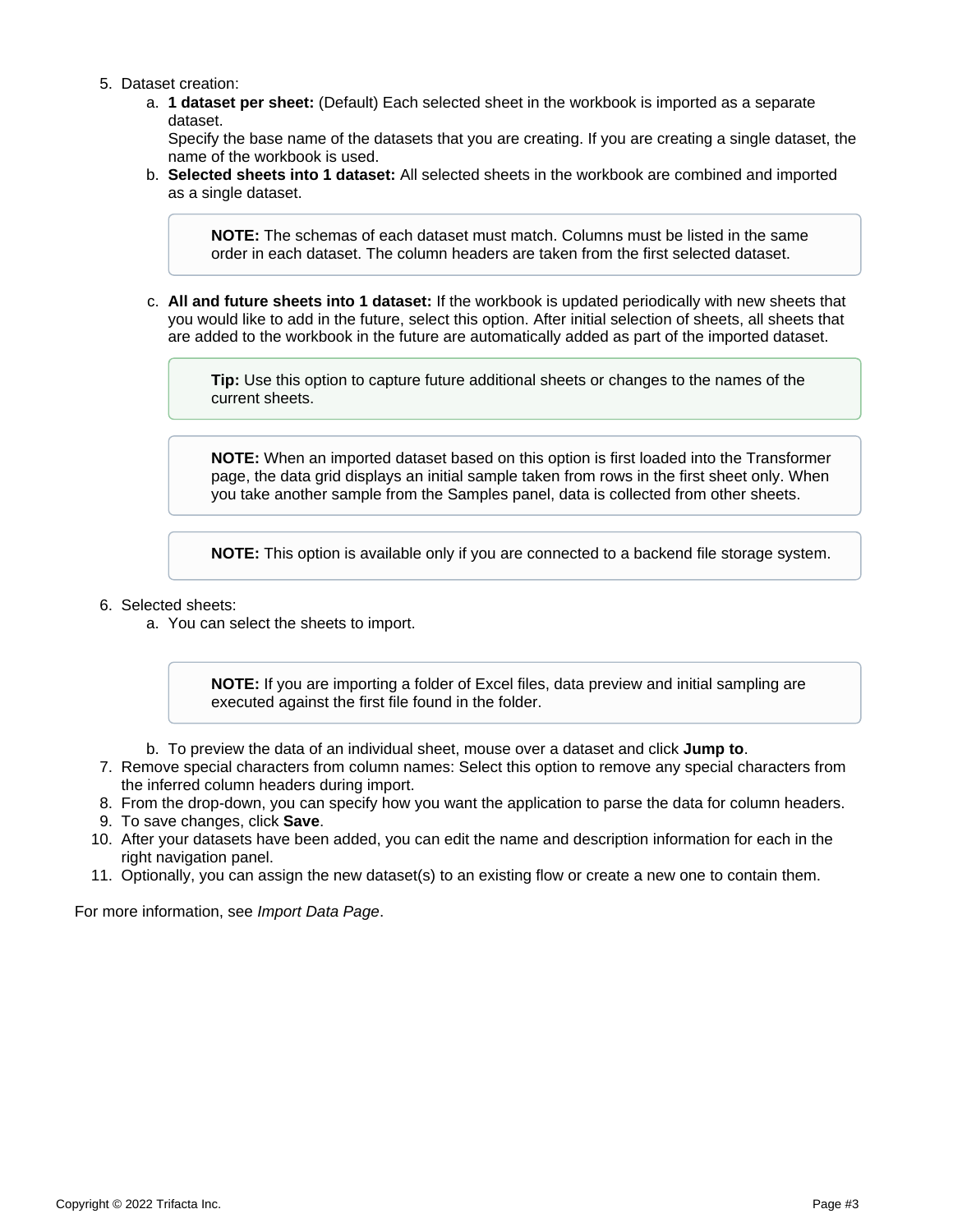5. Dataset creation:
   a. **1 dataset per sheet:** (Default) Each selected sheet in the workbook is imported as a separate dataset.
   Specify the base name of the datasets that you are creating. If you are creating a single dataset, the name of the workbook is used.
   b. **Selected sheets into 1 dataset:** All selected sheets in the workbook are combined and imported as a single dataset.

      > **NOTE:** The schemas of each dataset must match. Columns must be listed in the same order in each dataset. The column headers are taken from the first selected dataset.

   c. **All and future sheets into 1 dataset:** If the workbook is updated periodically with new sheets that you would like to add in the future, select this option. After initial selection of sheets, all sheets that are added to the workbook in the future are automatically added as part of the imported dataset.

      > **Tip:** Use this option to capture future additional sheets or changes to the names of the current sheets.

      > **NOTE:** When an imported dataset based on this option is first loaded into the Transformer page, the data grid displays an initial sample taken from rows in the first sheet only. When you take another sample from the Samples panel, data is collected from other sheets.

      > **NOTE:** This option is available only if you are connected to a backend file storage system.

6. Selected sheets:
   a. You can select the sheets to import.

      > **NOTE:** If you are importing a folder of Excel files, data preview and initial sampling are executed against the first file found in the folder.

   b. To preview the data of an individual sheet, mouse over a dataset and click **Jump to**.
7. Remove special characters from column names: Select this option to remove any special characters from the inferred column headers during import.
8. From the drop-down, you can specify how you want the application to parse the data for column headers.
9. To save changes, click **Save**.
10. After your datasets have been added, you can edit the name and description information for each in the right navigation panel.
11. Optionally, you can assign the new dataset(s) to an existing flow or create a new one to contain them.

For more information, see *Import Data Page*.